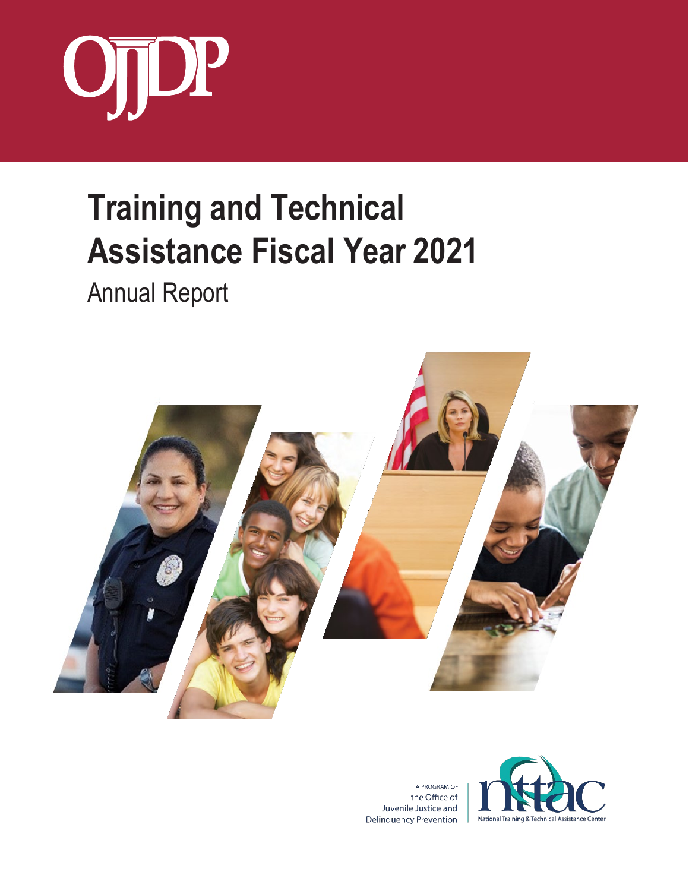OJJDP

# Training and Technical Assistance Fiscal Year 2021

## Annual Report

A PROGRAM OF the Office of Juvenile Justice and Delinquency Prevention

nttac

National Training & Technical Assistance Center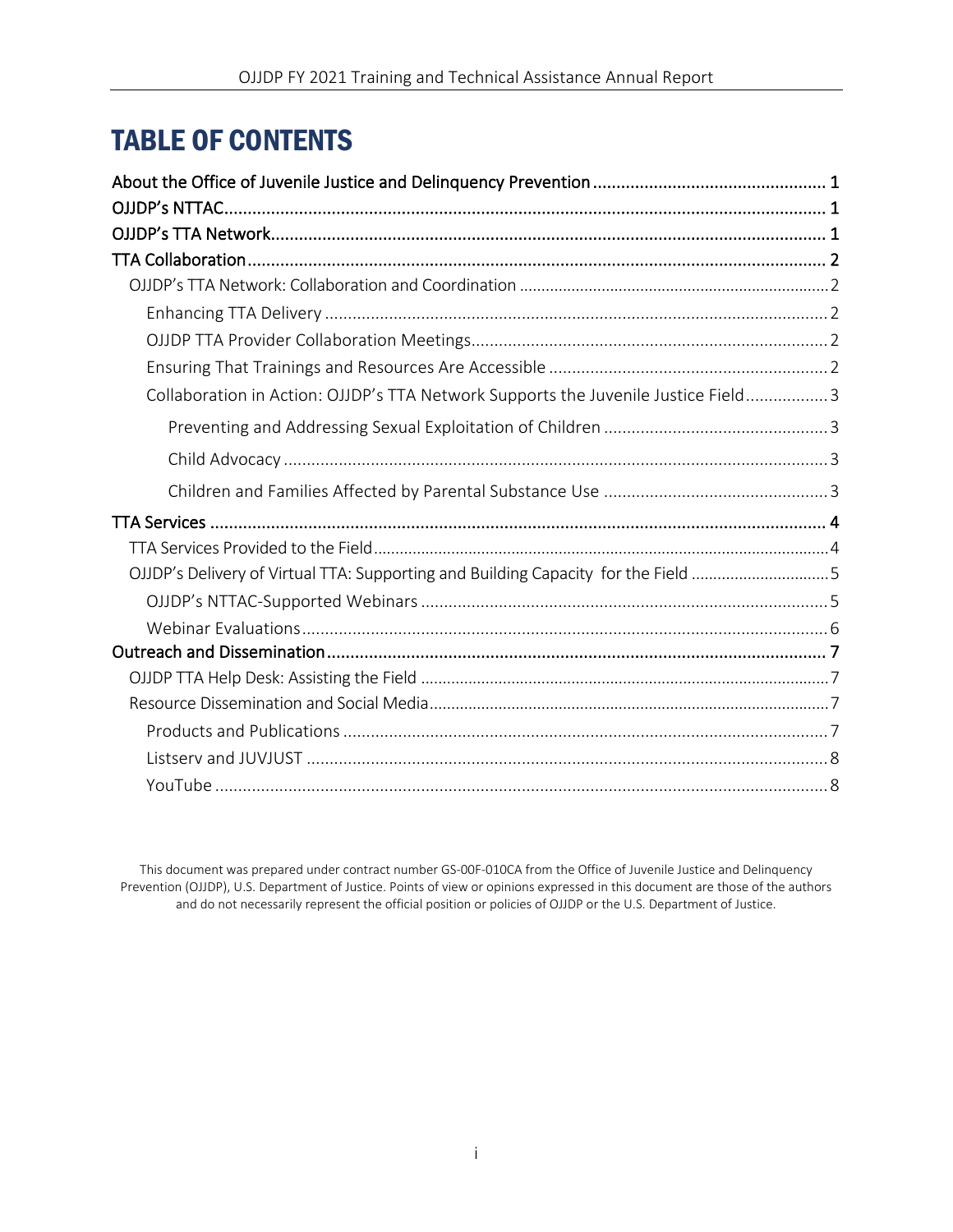# TABLE OF CONTENTS

About the Office of Juvenile Justice and Delinquency Prevention ................................................ 1
OJJDP's NTTAC.............................................................................................................................. 1
OJJDP's TTA Network.................................................................................................................... 1
TTA Collaboration .......................................................................................................................... 2
- OJJDP's TTA Network: Collaboration and Coordination ..................................................................... 2
  - Enhancing TTA Delivery .............................................................................................................. 2
  - OJJDP TTA Provider Collaboration Meetings............................................................................ 2
  - Ensuring That Trainings and Resources Are Accessible ........................................................... 2
  - Collaboration in Action: OJJDP's TTA Network Supports the Juvenile Justice Field.................. 3
    - Preventing and Addressing Sexual Exploitation of Children ................................................ 3
    - Child Advocacy ...................................................................................................................... 3
    - Children and Families Affected by Parental Substance Use ................................................ 3

TTA Services ................................................................................................................................... 4
- TTA Services Provided to the Field ....................................................................................................... 4
- OJJDP's Delivery of Virtual TTA: Supporting and Building Capacity for the Field ............................... 5
  - OJJDP's NTTAC-Supported Webinars ......................................................................................... 5
  - Webinar Evaluations .................................................................................................................. 6

Outreach and Dissemination ........................................................................................................ 7
- OJJDP TTA Help Desk: Assisting the Field ........................................................................................... 7
- Resource Dissemination and Social Media .......................................................................................... 7
  - Products and Publications .......................................................................................................... 7
  - Listserv and JUVJUST ................................................................................................................. 8
  - YouTube ..................................................................................................................................... 8

This document was prepared under contract number GS-00F-010CA from the Office of Juvenile Justice and Delinquency Prevention (OJJDP), U.S. Department of Justice. Points of view or opinions expressed in this document are those of the authors and do not necessarily represent the official position or policies of OJJDP or the U.S. Department of Justice.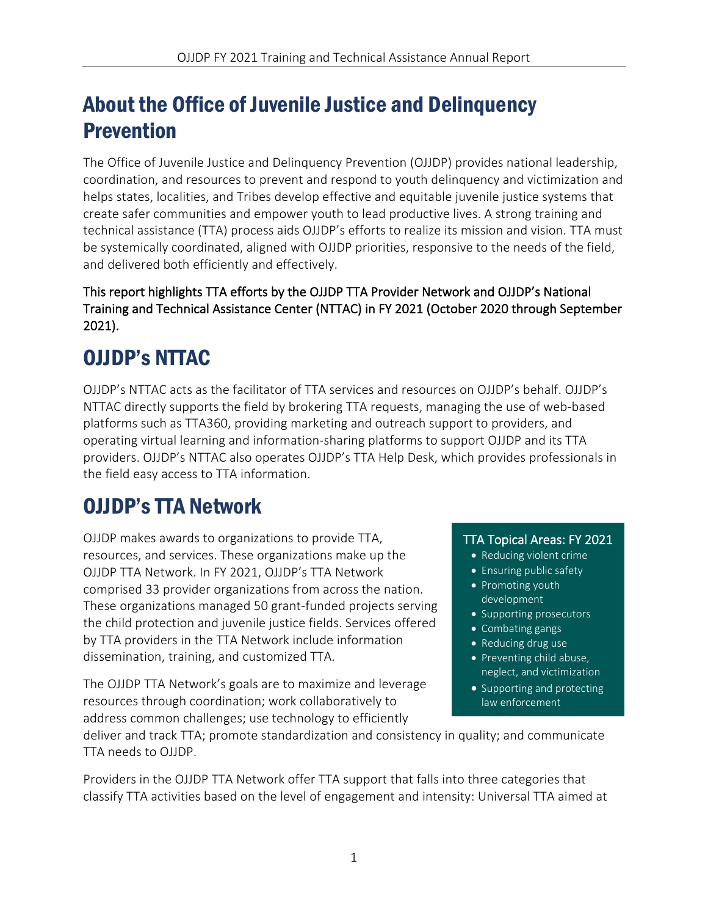# About the Office of Juvenile Justice and Delinquency Prevention

The Office of Juvenile Justice and Delinquency Prevention (OJJDP) provides national leadership, coordination, and resources to prevent and respond to youth delinquency and victimization and helps states, localities, and Tribes develop effective and equitable juvenile justice systems that create safer communities and empower youth to lead productive lives. A strong training and technical assistance (TTA) process aids OJJDP's efforts to realize its mission and vision. TTA must be systemically coordinated, aligned with OJJDP priorities, responsive to the needs of the field, and delivered both efficiently and effectively.

This report highlights TTA efforts by the OJJDP TTA Provider Network and OJJDP's National Training and Technical Assistance Center (NTTAC) in FY 2021 (October 2020 through September 2021).

# OJJDP's NTTAC

OJJDP's NTTAC acts as the facilitator of TTA services and resources on OJJDP's behalf. OJJDP's NTTAC directly supports the field by brokering TTA requests, managing the use of web-based platforms such as TTA360, providing marketing and outreach support to providers, and operating virtual learning and information-sharing platforms to support OJJDP and its TTA providers. OJJDP's NTTAC also operates OJJDP's TTA Help Desk, which provides professionals in the field easy access to TTA information.

# OJJDP's TTA Network

OJJDP makes awards to organizations to provide TTA, resources, and services. These organizations make up the OJJDP TTA Network. In FY 2021, OJJDP's TTA Network comprised 33 provider organizations from across the nation. These organizations managed 50 grant-funded projects serving the child protection and juvenile justice fields. Services offered by TTA providers in the TTA Network include information dissemination, training, and customized TTA.

The OJJDP TTA Network's goals are to maximize and leverage resources through coordination; work collaboratively to address common challenges; use technology to efficiently deliver and track TTA; promote standardization and consistency in quality; and communicate TTA needs to OJJDP.

**TTA Topical Areas: FY 2021**

- Reducing violent crime
- Ensuring public safety
- Promoting youth development
- Supporting prosecutors
- Combating gangs
- Reducing drug use
- Preventing child abuse, neglect, and victimization
- Supporting and protecting law enforcement

Providers in the OJJDP TTA Network offer TTA support that falls into three categories that classify TTA activities based on the level of engagement and intensity: Universal TTA aimed at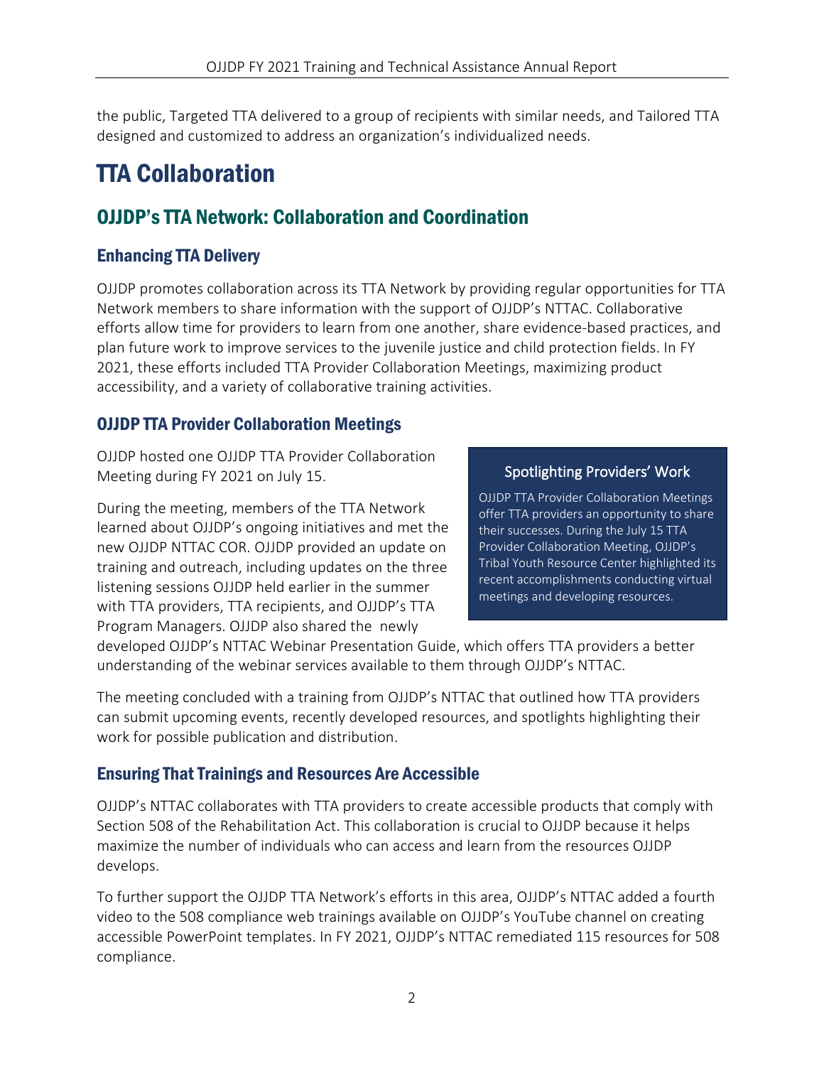the public, Targeted TTA delivered to a group of recipients with similar needs, and Tailored TTA designed and customized to address an organization's individualized needs.

# TTA Collaboration

## OJJDP's TTA Network: Collaboration and Coordination

### Enhancing TTA Delivery

OJJDP promotes collaboration across its TTA Network by providing regular opportunities for TTA Network members to share information with the support of OJJDP's NTTAC. Collaborative efforts allow time for providers to learn from one another, share evidence-based practices, and plan future work to improve services to the juvenile justice and child protection fields. In FY 2021, these efforts included TTA Provider Collaboration Meetings, maximizing product accessibility, and a variety of collaborative training activities.

### OJJDP TTA Provider Collaboration Meetings

OJJDP hosted one OJJDP TTA Provider Collaboration Meeting during FY 2021 on July 15.

During the meeting, members of the TTA Network learned about OJJDP's ongoing initiatives and met the new OJJDP NTTAC COR. OJJDP provided an update on training and outreach, including updates on the three listening sessions OJJDP held earlier in the summer with TTA providers, TTA recipients, and OJJDP's TTA Program Managers. OJJDP also shared the newly developed OJJDP's NTTAC Webinar Presentation Guide, which offers TTA providers a better understanding of the webinar services available to them through OJJDP's NTTAC.

The meeting concluded with a training from OJJDP's NTTAC that outlined how TTA providers can submit upcoming events, recently developed resources, and spotlights highlighting their work for possible publication and distribution.

> **Spotlighting Providers' Work**
>
> OJJDP TTA Provider Collaboration Meetings offer TTA providers an opportunity to share their successes. During the July 15 TTA Provider Collaboration Meeting, OJJDP's Tribal Youth Resource Center highlighted its recent accomplishments conducting virtual meetings and developing resources.

### Ensuring That Trainings and Resources Are Accessible

OJJDP's NTTAC collaborates with TTA providers to create accessible products that comply with Section 508 of the Rehabilitation Act. This collaboration is crucial to OJJDP because it helps maximize the number of individuals who can access and learn from the resources OJJDP develops.

To further support the OJJDP TTA Network's efforts in this area, OJJDP's NTTAC added a fourth video to the 508 compliance web trainings available on OJJDP's YouTube channel on creating accessible PowerPoint templates. In FY 2021, OJJDP's NTTAC remediated 115 resources for 508 compliance.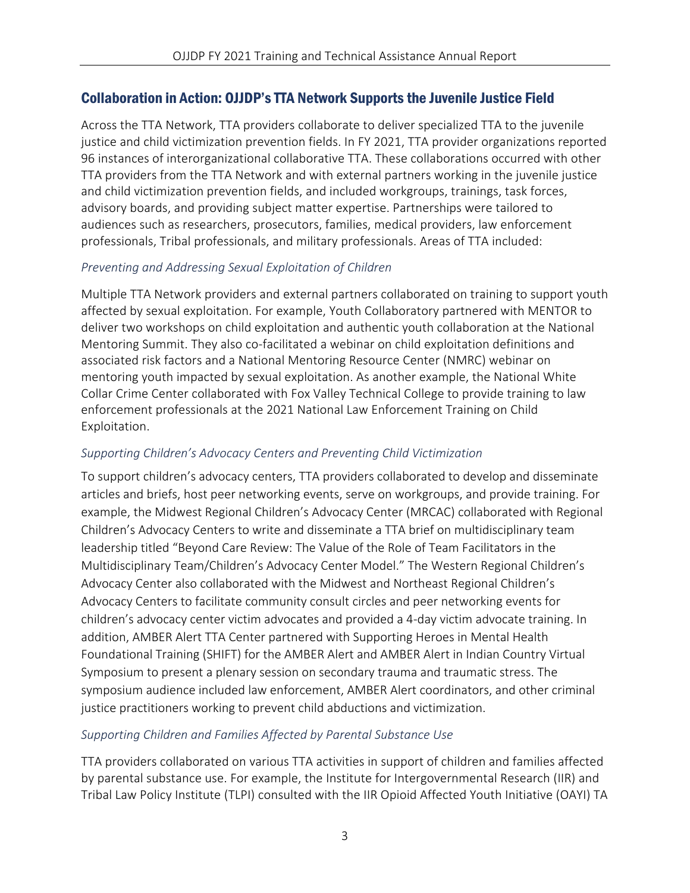## Collaboration in Action: OJJDP's TTA Network Supports the Juvenile Justice Field

Across the TTA Network, TTA providers collaborate to deliver specialized TTA to the juvenile justice and child victimization prevention fields. In FY 2021, TTA provider organizations reported 96 instances of interorganizational collaborative TTA. These collaborations occurred with other TTA providers from the TTA Network and with external partners working in the juvenile justice and child victimization prevention fields, and included workgroups, trainings, task forces, advisory boards, and providing subject matter expertise. Partnerships were tailored to audiences such as researchers, prosecutors, families, medical providers, law enforcement professionals, Tribal professionals, and military professionals. Areas of TTA included:

*Preventing and Addressing Sexual Exploitation of Children*

Multiple TTA Network providers and external partners collaborated on training to support youth affected by sexual exploitation. For example, Youth Collaboratory partnered with MENTOR to deliver two workshops on child exploitation and authentic youth collaboration at the National Mentoring Summit. They also co-facilitated a webinar on child exploitation definitions and associated risk factors and a National Mentoring Resource Center (NMRC) webinar on mentoring youth impacted by sexual exploitation. As another example, the National White Collar Crime Center collaborated with Fox Valley Technical College to provide training to law enforcement professionals at the 2021 National Law Enforcement Training on Child Exploitation.

*Supporting Children's Advocacy Centers and Preventing Child Victimization*

To support children's advocacy centers, TTA providers collaborated to develop and disseminate articles and briefs, host peer networking events, serve on workgroups, and provide training. For example, the Midwest Regional Children's Advocacy Center (MRCAC) collaborated with Regional Children's Advocacy Centers to write and disseminate a TTA brief on multidisciplinary team leadership titled "Beyond Care Review: The Value of the Role of Team Facilitators in the Multidisciplinary Team/Children's Advocacy Center Model." The Western Regional Children's Advocacy Center also collaborated with the Midwest and Northeast Regional Children's Advocacy Centers to facilitate community consult circles and peer networking events for children's advocacy center victim advocates and provided a 4-day victim advocate training. In addition, AMBER Alert TTA Center partnered with Supporting Heroes in Mental Health Foundational Training (SHIFT) for the AMBER Alert and AMBER Alert in Indian Country Virtual Symposium to present a plenary session on secondary trauma and traumatic stress. The symposium audience included law enforcement, AMBER Alert coordinators, and other criminal justice practitioners working to prevent child abductions and victimization.

*Supporting Children and Families Affected by Parental Substance Use*

TTA providers collaborated on various TTA activities in support of children and families affected by parental substance use. For example, the Institute for Intergovernmental Research (IIR) and Tribal Law Policy Institute (TLPI) consulted with the IIR Opioid Affected Youth Initiative (OAYI) TA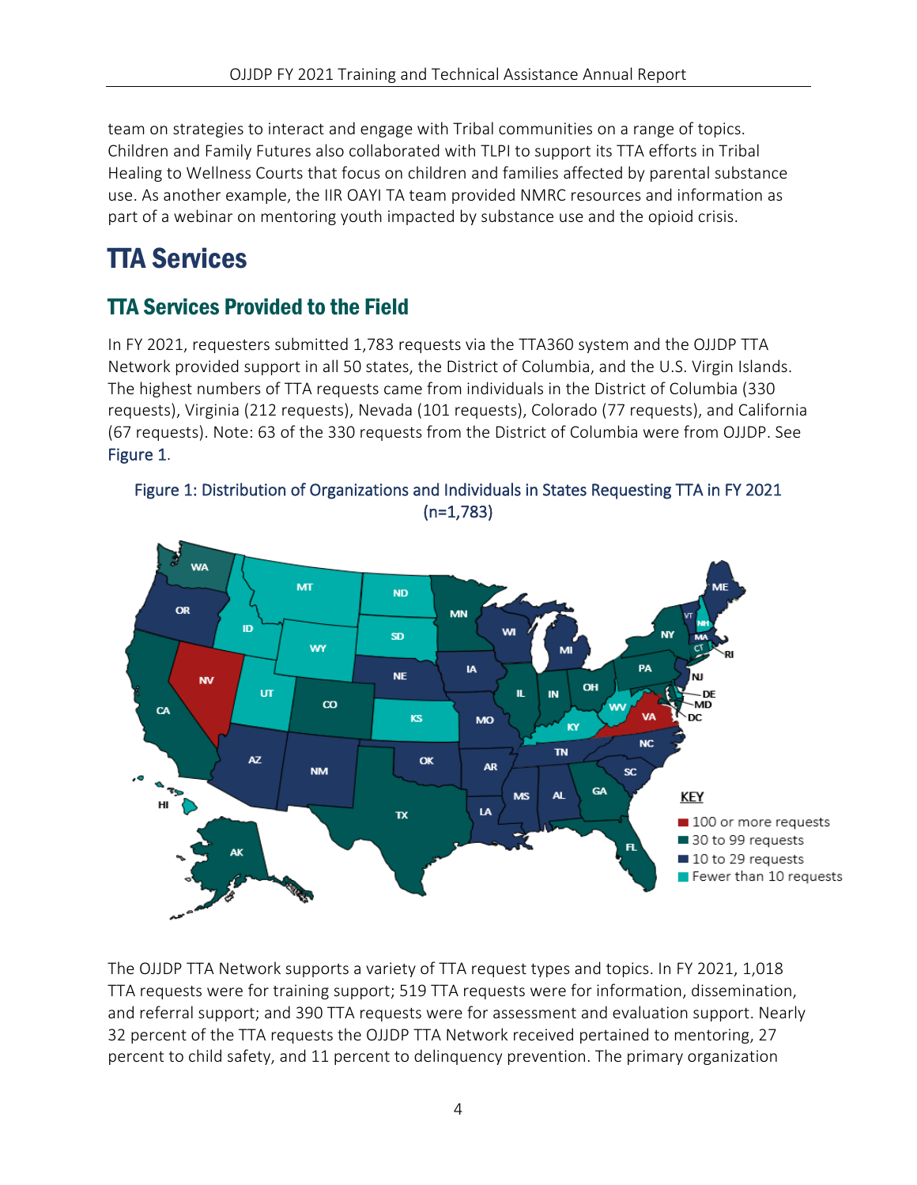team on strategies to interact and engage with Tribal communities on a range of topics. Children and Family Futures also collaborated with TLPI to support its TTA efforts in Tribal Healing to Wellness Courts that focus on children and families affected by parental substance use. As another example, the IIR OAYI TA team provided NMRC resources and information as part of a webinar on mentoring youth impacted by substance use and the opioid crisis.

# TTA Services

## TTA Services Provided to the Field

In FY 2021, requesters submitted 1,783 requests via the TTA360 system and the OJJDP TTA Network provided support in all 50 states, the District of Columbia, and the U.S. Virgin Islands. The highest numbers of TTA requests came from individuals in the District of Columbia (330 requests), Virginia (212 requests), Nevada (101 requests), Colorado (77 requests), and California (67 requests). Note: 63 of the 330 requests from the District of Columbia were from OJJDP. See Figure 1.

Figure 1: Distribution of Organizations and Individuals in States Requesting TTA in FY 2021 (n=1,783)

WA
OR
CA
NV
ID
MT
WY
UT
AZ
NM
CO
ND
SD
NE
KS
OK
TX
MN
IA
MO
AR
LA
WI
IL
MI
IN
OH
KY
TN
MS
AL
GA
FL
SC
NC
VA
WV
PA
NY
VT
NH
ME
MA
CT
RI
NJ
DE
MD
DC
HI
AK

KEY
100 or more requests
30 to 99 requests
10 to 29 requests
Fewer than 10 requests

The OJJDP TTA Network supports a variety of TTA request types and topics. In FY 2021, 1,018 TTA requests were for training support; 519 TTA requests were for information, dissemination, and referral support; and 390 TTA requests were for assessment and evaluation support. Nearly 32 percent of the TTA requests the OJJDP TTA Network received pertained to mentoring, 27 percent to child safety, and 11 percent to delinquency prevention. The primary organization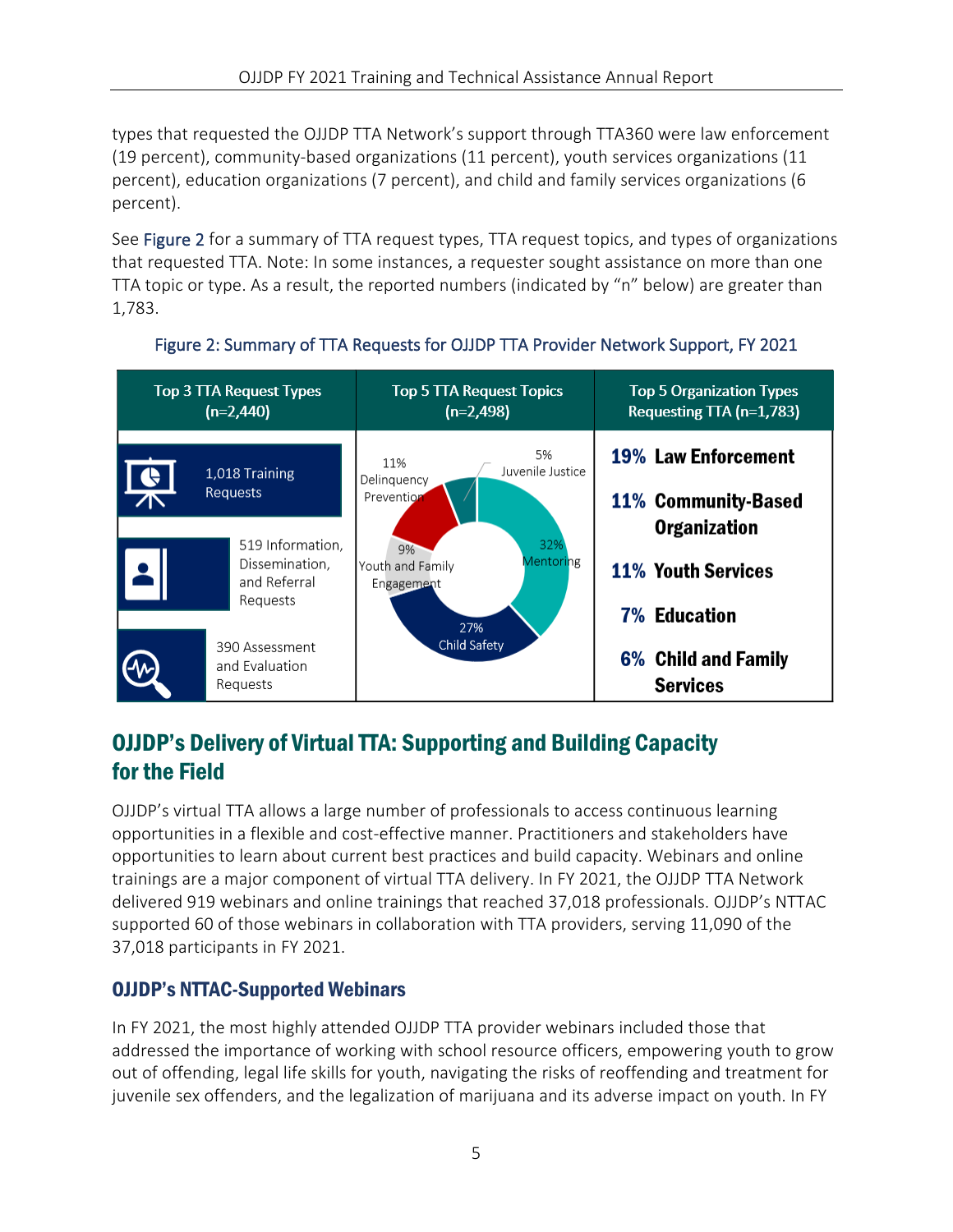types that requested the OJJDP TTA Network's support through TTA360 were law enforcement (19 percent), community-based organizations (11 percent), youth services organizations (11 percent), education organizations (7 percent), and child and family services organizations (6 percent).

See Figure 2 for a summary of TTA request types, TTA request topics, and types of organizations that requested TTA. Note: In some instances, a requester sought assistance on more than one TTA topic or type. As a result, the reported numbers (indicated by "n" below) are greater than 1,783.

Figure 2: Summary of TTA Requests for OJJDP TTA Provider Network Support, FY 2021

**Top 3 TTA Request Types (n=2,440)**

1,018 Training Requests

519 Information, Dissemination, and Referral Requests

390 Assessment and Evaluation Requests

**Top 5 TTA Request Topics (n=2,498)**

32% Mentoring

27% Child Safety

9% Youth and Family Engagement

11% Delinquency Prevention

5% Juvenile Justice

**Top 5 Organization Types Requesting TTA (n=1,783)**

19% Law Enforcement

11% Community-Based Organization

11% Youth Services

7% Education

6% Child and Family Services

## OJJDP's Delivery of Virtual TTA: Supporting and Building Capacity for the Field

OJJDP's virtual TTA allows a large number of professionals to access continuous learning opportunities in a flexible and cost-effective manner. Practitioners and stakeholders have opportunities to learn about current best practices and build capacity. Webinars and online trainings are a major component of virtual TTA delivery. In FY 2021, the OJJDP TTA Network delivered 919 webinars and online trainings that reached 37,018 professionals. OJJDP's NTTAC supported 60 of those webinars in collaboration with TTA providers, serving 11,090 of the 37,018 participants in FY 2021.

### OJJDP's NTTAC-Supported Webinars

In FY 2021, the most highly attended OJJDP TTA provider webinars included those that addressed the importance of working with school resource officers, empowering youth to grow out of offending, legal life skills for youth, navigating the risks of reoffending and treatment for juvenile sex offenders, and the legalization of marijuana and its adverse impact on youth. In FY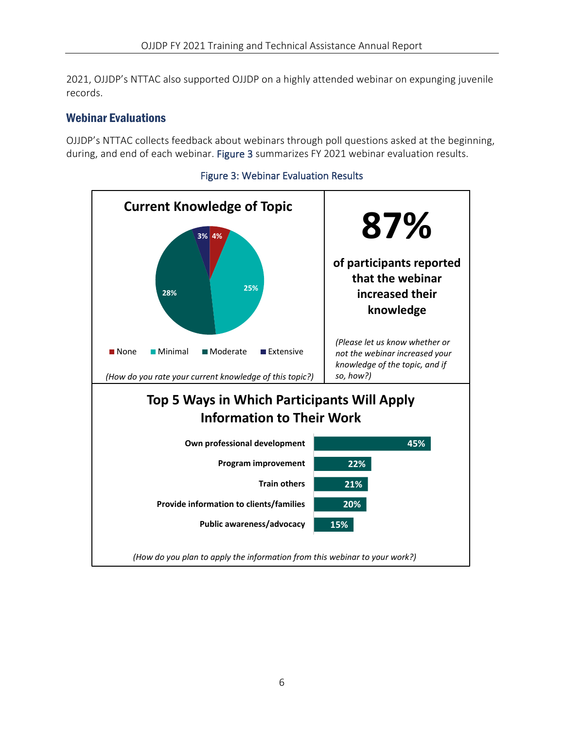2021, OJJDP's NTTAC also supported OJJDP on a highly attended webinar on expunging juvenile records.

## Webinar Evaluations

OJJDP's NTTAC collects feedback about webinars through poll questions asked at the beginning, during, and end of each webinar. Figure 3 summarizes FY 2021 webinar evaluation results.

Figure 3: Webinar Evaluation Results

**Current Knowledge of Topic**

3%
4%
25%
28%

None
Minimal
Moderate
Extensive

*(How do you rate your current knowledge of this topic?)*

**87%**

**of participants reported that the webinar increased their knowledge**

*(Please let us know whether or not the webinar increased your knowledge of the topic, and if so, how?)*

**Top 5 Ways in Which Participants Will Apply Information to Their Work**

Own professional development 45%
Program improvement 22%
Train others 21%
Provide information to clients/families 20%
Public awareness/advocacy 15%

*(How do you plan to apply the information from this webinar to your work?)*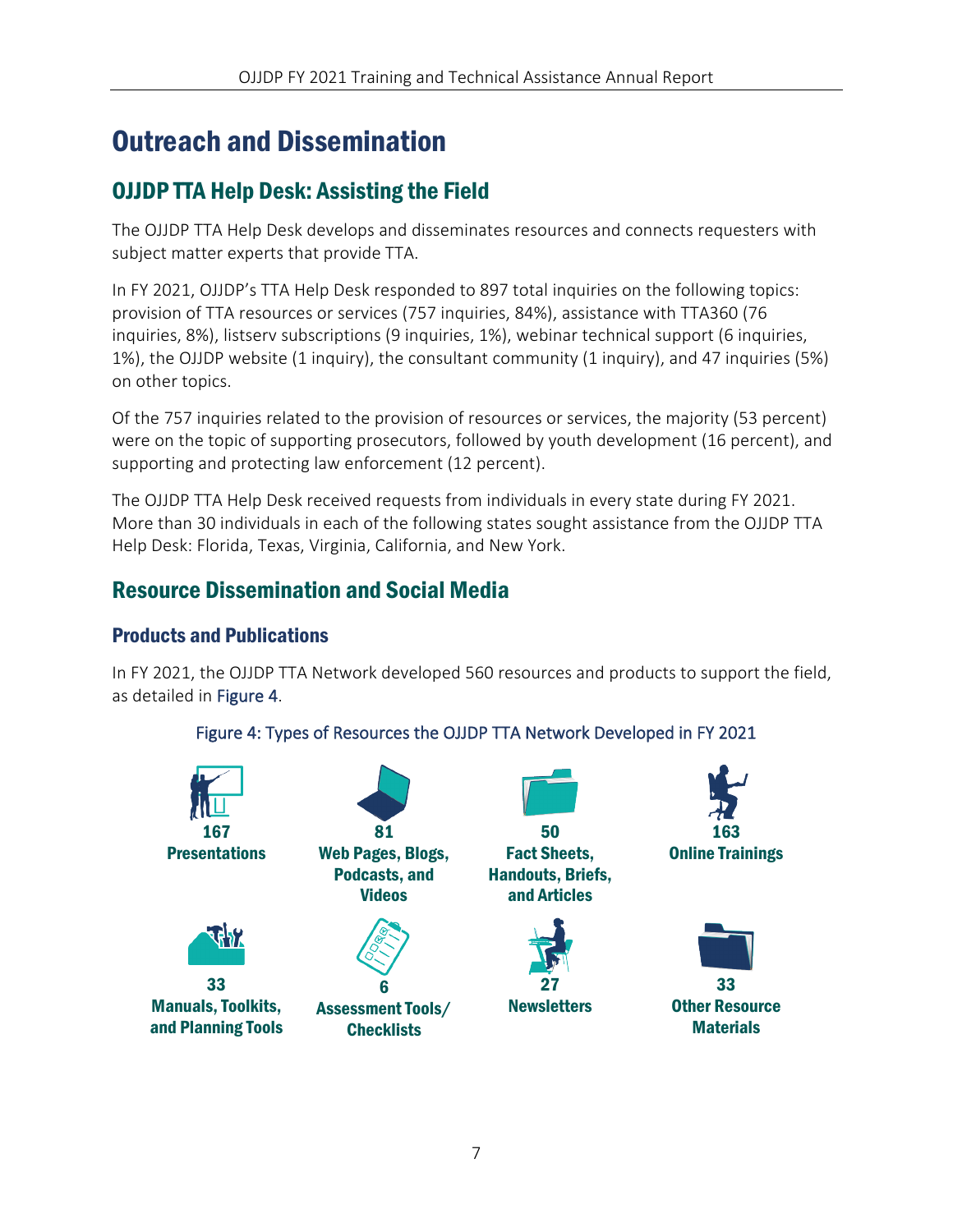# Outreach and Dissemination

## OJJDP TTA Help Desk: Assisting the Field

The OJJDP TTA Help Desk develops and disseminates resources and connects requesters with subject matter experts that provide TTA.

In FY 2021, OJJDP's TTA Help Desk responded to 897 total inquiries on the following topics: provision of TTA resources or services (757 inquiries, 84%), assistance with TTA360 (76 inquiries, 8%), listserv subscriptions (9 inquiries, 1%), webinar technical support (6 inquiries, 1%), the OJJDP website (1 inquiry), the consultant community (1 inquiry), and 47 inquiries (5%) on other topics.

Of the 757 inquiries related to the provision of resources or services, the majority (53 percent) were on the topic of supporting prosecutors, followed by youth development (16 percent), and supporting and protecting law enforcement (12 percent).

The OJJDP TTA Help Desk received requests from individuals in every state during FY 2021. More than 30 individuals in each of the following states sought assistance from the OJJDP TTA Help Desk: Florida, Texas, Virginia, California, and New York.

## Resource Dissemination and Social Media

### Products and Publications

In FY 2021, the OJJDP TTA Network developed 560 resources and products to support the field, as detailed in Figure 4.

Figure 4: Types of Resources the OJJDP TTA Network Developed in FY 2021

167
Presentations

81
Web Pages, Blogs, Podcasts, and Videos

50
Fact Sheets, Handouts, Briefs, and Articles

163
Online Trainings

33
Manuals, Toolkits, and Planning Tools

6
Assessment Tools/ Checklists

27
Newsletters

33
Other Resource Materials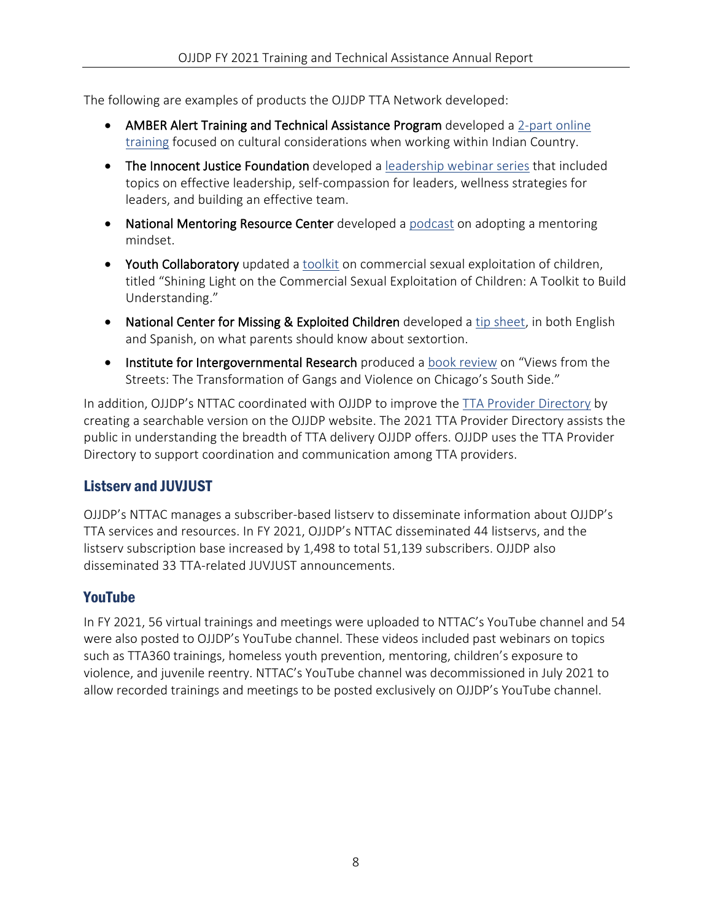The following are examples of products the OJJDP TTA Network developed:

- **AMBER Alert Training and Technical Assistance Program** developed a 2-part online training focused on cultural considerations when working within Indian Country.
- **The Innocent Justice Foundation** developed a leadership webinar series that included topics on effective leadership, self-compassion for leaders, wellness strategies for leaders, and building an effective team.
- **National Mentoring Resource Center** developed a podcast on adopting a mentoring mindset.
- **Youth Collaboratory** updated a toolkit on commercial sexual exploitation of children, titled "Shining Light on the Commercial Sexual Exploitation of Children: A Toolkit to Build Understanding."
- **National Center for Missing & Exploited Children** developed a tip sheet, in both English and Spanish, on what parents should know about sextortion.
- **Institute for Intergovernmental Research** produced a book review on "Views from the Streets: The Transformation of Gangs and Violence on Chicago's South Side."

In addition, OJJDP's NTTAC coordinated with OJJDP to improve the TTA Provider Directory by creating a searchable version on the OJJDP website. The 2021 TTA Provider Directory assists the public in understanding the breadth of TTA delivery OJJDP offers. OJJDP uses the TTA Provider Directory to support coordination and communication among TTA providers.

## Listserv and JUVJUST

OJJDP's NTTAC manages a subscriber-based listserv to disseminate information about OJJDP's TTA services and resources. In FY 2021, OJJDP's NTTAC disseminated 44 listservs, and the listserv subscription base increased by 1,498 to total 51,139 subscribers. OJJDP also disseminated 33 TTA-related JUVJUST announcements.

## YouTube

In FY 2021, 56 virtual trainings and meetings were uploaded to NTTAC's YouTube channel and 54 were also posted to OJJDP's YouTube channel. These videos included past webinars on topics such as TTA360 trainings, homeless youth prevention, mentoring, children's exposure to violence, and juvenile reentry. NTTAC's YouTube channel was decommissioned in July 2021 to allow recorded trainings and meetings to be posted exclusively on OJJDP's YouTube channel.